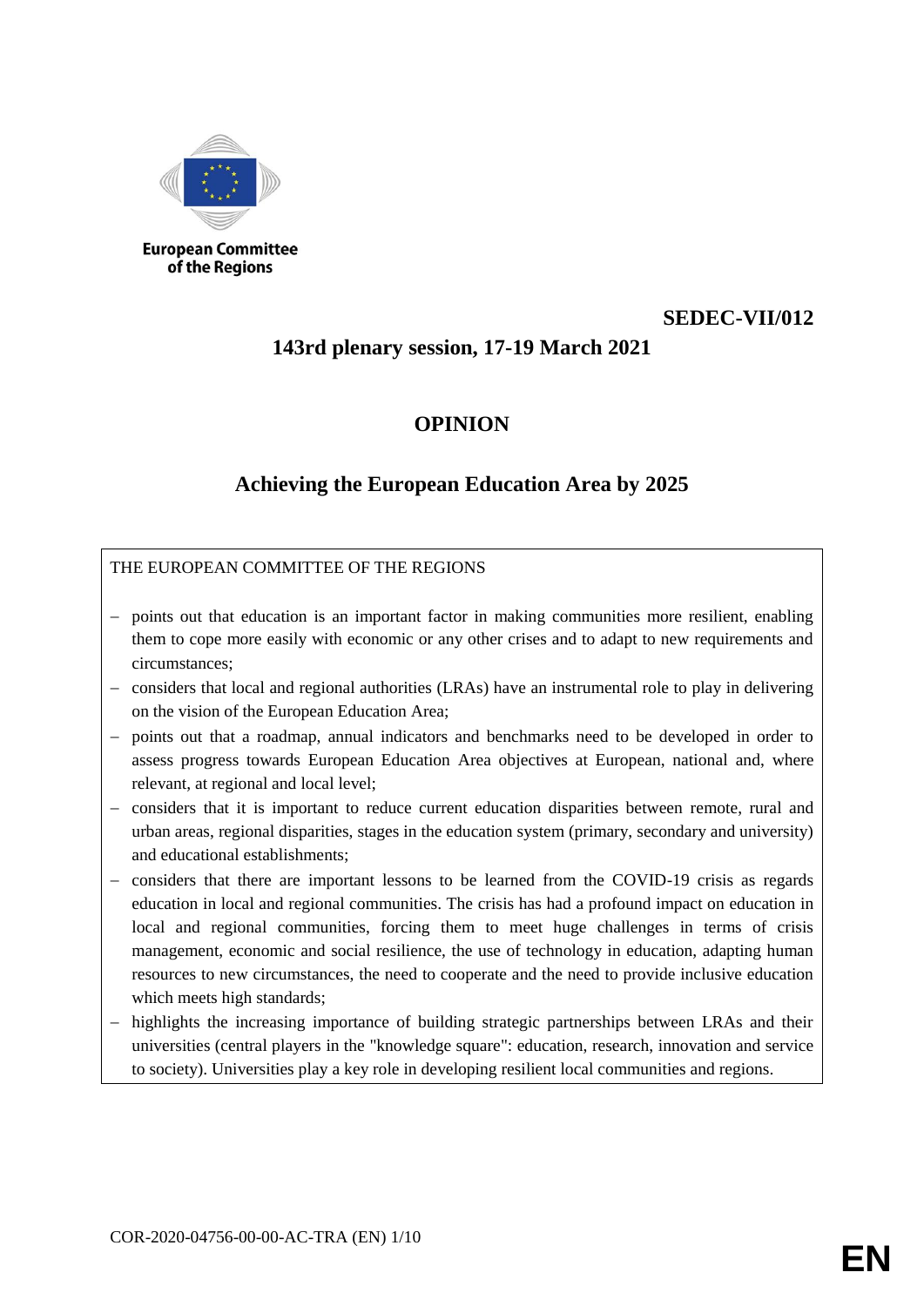European Committee of the Regions

**SEDEC-VII/012**

**143rd plenary session, 17-19 March 2021**

# OPINION

## Achieving the European Education Area by 2025

THE EUROPEAN COMMITTEE OF THE REGIONS

- points out that education is an important factor in making communities more resilient, enabling them to cope more easily with economic or any other crises and to adapt to new requirements and circumstances;
- considers that local and regional authorities (LRAs) have an instrumental role to play in delivering on the vision of the European Education Area;
- points out that a roadmap, annual indicators and benchmarks need to be developed in order to assess progress towards European Education Area objectives at European, national and, where relevant, at regional and local level;
- considers that it is important to reduce current education disparities between remote, rural and urban areas, regional disparities, stages in the education system (primary, secondary and university) and educational establishments;
- considers that there are important lessons to be learned from the COVID-19 crisis as regards education in local and regional communities. The crisis has had a profound impact on education in local and regional communities, forcing them to meet huge challenges in terms of crisis management, economic and social resilience, the use of technology in education, adapting human resources to new circumstances, the need to cooperate and the need to provide inclusive education which meets high standards;
- highlights the increasing importance of building strategic partnerships between LRAs and their universities (central players in the "knowledge square": education, research, innovation and service to society). Universities play a key role in developing resilient local communities and regions.

COR-2020-04756-00-00-AC-TRA (EN)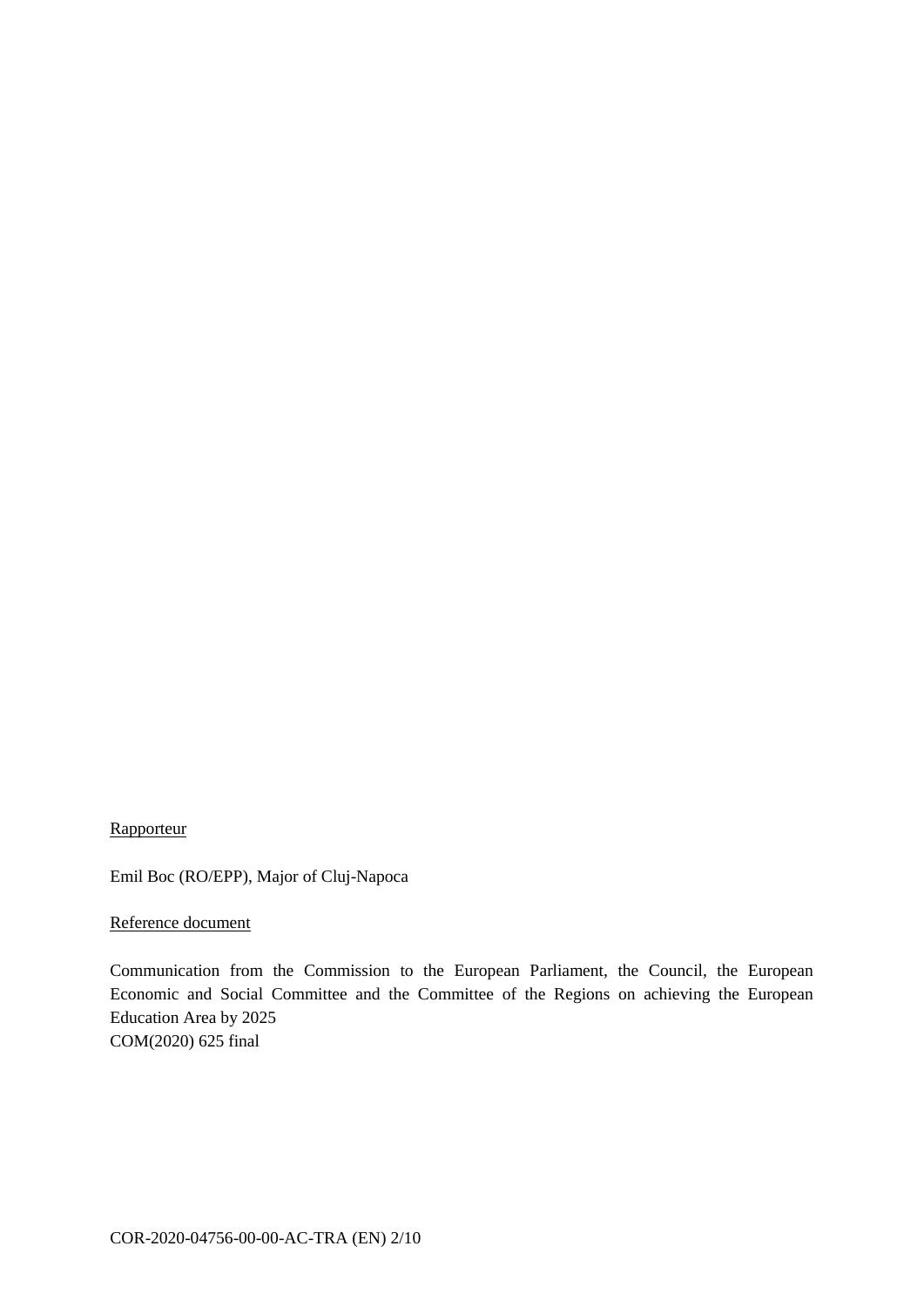<u>Rapporteur</u>

Emil Boc (RO/EPP), Major of Cluj-Napoca

<u>Reference document</u>

Communication from the Commission to the European Parliament, the Council, the European Economic and Social Committee and the Committee of the Regions on achieving the European Education Area by 2025
COM(2020) 625 final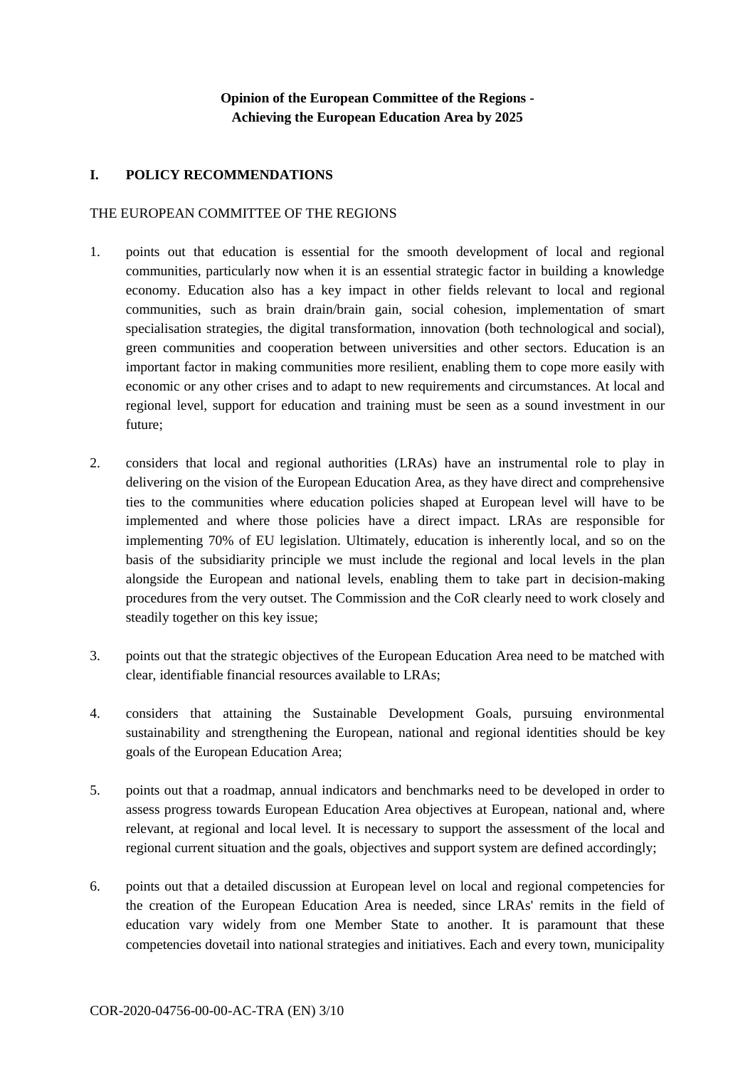**Opinion of the European Committee of the Regions -**
**Achieving the European Education Area by 2025**

## I. POLICY RECOMMENDATIONS

THE EUROPEAN COMMITTEE OF THE REGIONS

1. points out that education is essential for the smooth development of local and regional communities, particularly now when it is an essential strategic factor in building a knowledge economy. Education also has a key impact in other fields relevant to local and regional communities, such as brain drain/brain gain, social cohesion, implementation of smart specialisation strategies, the digital transformation, innovation (both technological and social), green communities and cooperation between universities and other sectors. Education is an important factor in making communities more resilient, enabling them to cope more easily with economic or any other crises and to adapt to new requirements and circumstances. At local and regional level, support for education and training must be seen as a sound investment in our future;

2. considers that local and regional authorities (LRAs) have an instrumental role to play in delivering on the vision of the European Education Area, as they have direct and comprehensive ties to the communities where education policies shaped at European level will have to be implemented and where those policies have a direct impact. LRAs are responsible for implementing 70% of EU legislation. Ultimately, education is inherently local, and so on the basis of the subsidiarity principle we must include the regional and local levels in the plan alongside the European and national levels, enabling them to take part in decision-making procedures from the very outset. The Commission and the CoR clearly need to work closely and steadily together on this key issue;

3. points out that the strategic objectives of the European Education Area need to be matched with clear, identifiable financial resources available to LRAs;

4. considers that attaining the Sustainable Development Goals, pursuing environmental sustainability and strengthening the European, national and regional identities should be key goals of the European Education Area;

5. points out that a roadmap, annual indicators and benchmarks need to be developed in order to assess progress towards European Education Area objectives at European, national and, where relevant, at regional and local level. It is necessary to support the assessment of the local and regional current situation and the goals, objectives and support system are defined accordingly;

6. points out that a detailed discussion at European level on local and regional competencies for the creation of the European Education Area is needed, since LRAs' remits in the field of education vary widely from one Member State to another. It is paramount that these competencies dovetail into national strategies and initiatives. Each and every town, municipality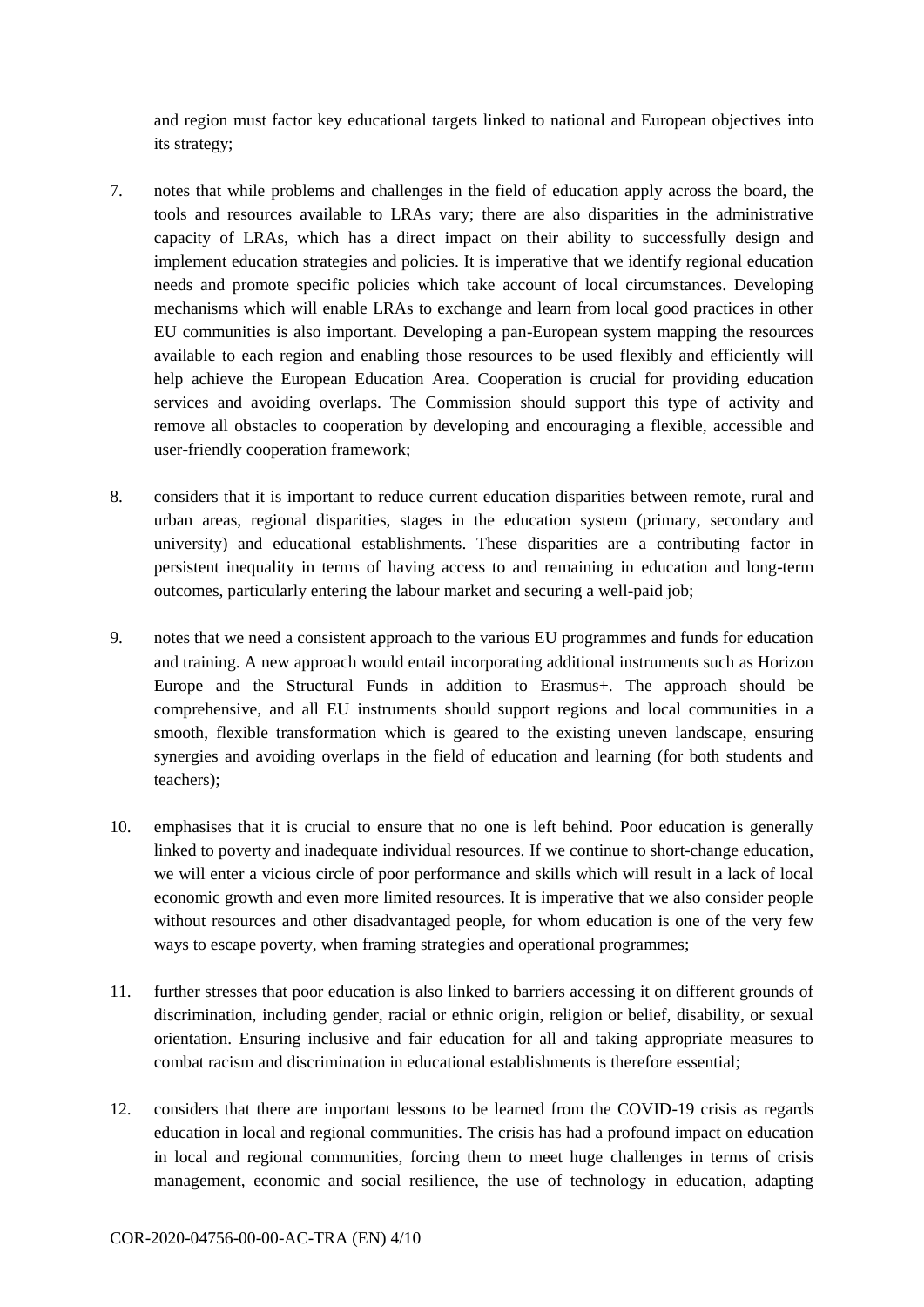and region must factor key educational targets linked to national and European objectives into its strategy;

7. notes that while problems and challenges in the field of education apply across the board, the tools and resources available to LRAs vary; there are also disparities in the administrative capacity of LRAs, which has a direct impact on their ability to successfully design and implement education strategies and policies. It is imperative that we identify regional education needs and promote specific policies which take account of local circumstances. Developing mechanisms which will enable LRAs to exchange and learn from local good practices in other EU communities is also important. Developing a pan-European system mapping the resources available to each region and enabling those resources to be used flexibly and efficiently will help achieve the European Education Area. Cooperation is crucial for providing education services and avoiding overlaps. The Commission should support this type of activity and remove all obstacles to cooperation by developing and encouraging a flexible, accessible and user-friendly cooperation framework;

8. considers that it is important to reduce current education disparities between remote, rural and urban areas, regional disparities, stages in the education system (primary, secondary and university) and educational establishments. These disparities are a contributing factor in persistent inequality in terms of having access to and remaining in education and long-term outcomes, particularly entering the labour market and securing a well-paid job;

9. notes that we need a consistent approach to the various EU programmes and funds for education and training. A new approach would entail incorporating additional instruments such as Horizon Europe and the Structural Funds in addition to Erasmus+. The approach should be comprehensive, and all EU instruments should support regions and local communities in a smooth, flexible transformation which is geared to the existing uneven landscape, ensuring synergies and avoiding overlaps in the field of education and learning (for both students and teachers);

10. emphasises that it is crucial to ensure that no one is left behind. Poor education is generally linked to poverty and inadequate individual resources. If we continue to short-change education, we will enter a vicious circle of poor performance and skills which will result in a lack of local economic growth and even more limited resources. It is imperative that we also consider people without resources and other disadvantaged people, for whom education is one of the very few ways to escape poverty, when framing strategies and operational programmes;

11. further stresses that poor education is also linked to barriers accessing it on different grounds of discrimination, including gender, racial or ethnic origin, religion or belief, disability, or sexual orientation. Ensuring inclusive and fair education for all and taking appropriate measures to combat racism and discrimination in educational establishments is therefore essential;

12. considers that there are important lessons to be learned from the COVID-19 crisis as regards education in local and regional communities. The crisis has had a profound impact on education in local and regional communities, forcing them to meet huge challenges in terms of crisis management, economic and social resilience, the use of technology in education, adapting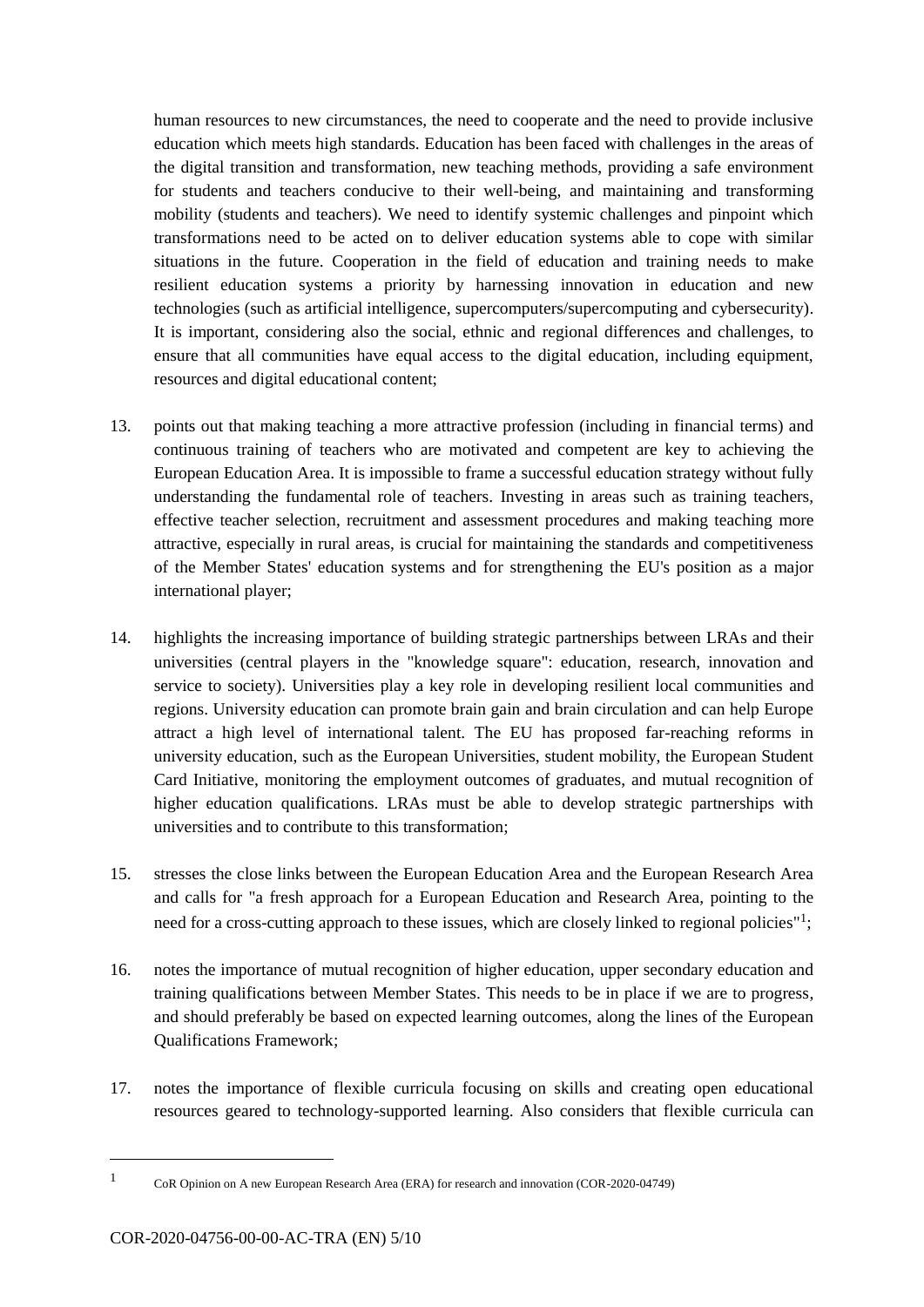human resources to new circumstances, the need to cooperate and the need to provide inclusive education which meets high standards. Education has been faced with challenges in the areas of the digital transition and transformation, new teaching methods, providing a safe environment for students and teachers conducive to their well-being, and maintaining and transforming mobility (students and teachers). We need to identify systemic challenges and pinpoint which transformations need to be acted on to deliver education systems able to cope with similar situations in the future. Cooperation in the field of education and training needs to make resilient education systems a priority by harnessing innovation in education and new technologies (such as artificial intelligence, supercomputers/supercomputing and cybersecurity). It is important, considering also the social, ethnic and regional differences and challenges, to ensure that all communities have equal access to the digital education, including equipment, resources and digital educational content;

13. points out that making teaching a more attractive profession (including in financial terms) and continuous training of teachers who are motivated and competent are key to achieving the European Education Area. It is impossible to frame a successful education strategy without fully understanding the fundamental role of teachers. Investing in areas such as training teachers, effective teacher selection, recruitment and assessment procedures and making teaching more attractive, especially in rural areas, is crucial for maintaining the standards and competitiveness of the Member States' education systems and for strengthening the EU's position as a major international player;

14. highlights the increasing importance of building strategic partnerships between LRAs and their universities (central players in the "knowledge square": education, research, innovation and service to society). Universities play a key role in developing resilient local communities and regions. University education can promote brain gain and brain circulation and can help Europe attract a high level of international talent. The EU has proposed far-reaching reforms in university education, such as the European Universities, student mobility, the European Student Card Initiative, monitoring the employment outcomes of graduates, and mutual recognition of higher education qualifications. LRAs must be able to develop strategic partnerships with universities and to contribute to this transformation;

15. stresses the close links between the European Education Area and the European Research Area and calls for "a fresh approach for a European Education and Research Area, pointing to the need for a cross-cutting approach to these issues, which are closely linked to regional policies"[1];

16. notes the importance of mutual recognition of higher education, upper secondary education and training qualifications between Member States. This needs to be in place if we are to progress, and should preferably be based on expected learning outcomes, along the lines of the European Qualifications Framework;

17. notes the importance of flexible curricula focusing on skills and creating open educational resources geared to technology-supported learning. Also considers that flexible curricula can

---

[1] CoR Opinion on A new European Research Area (ERA) for research and innovation (COR-2020-04749)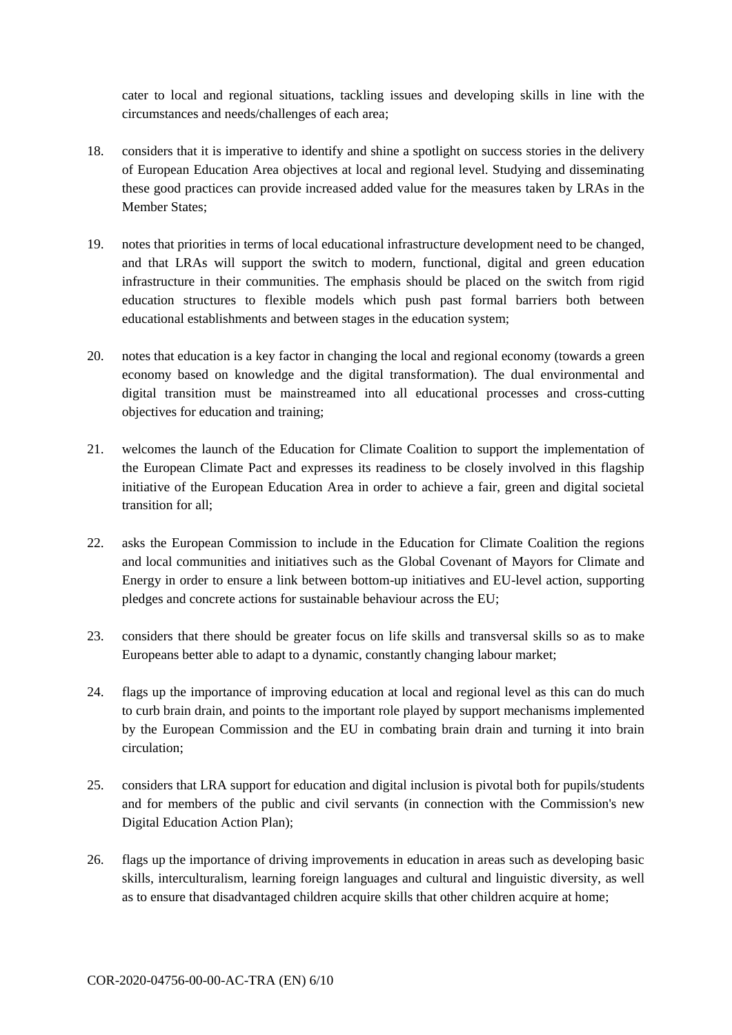cater to local and regional situations, tackling issues and developing skills in line with the circumstances and needs/challenges of each area;

18. considers that it is imperative to identify and shine a spotlight on success stories in the delivery of European Education Area objectives at local and regional level. Studying and disseminating these good practices can provide increased added value for the measures taken by LRAs in the Member States;

19. notes that priorities in terms of local educational infrastructure development need to be changed, and that LRAs will support the switch to modern, functional, digital and green education infrastructure in their communities. The emphasis should be placed on the switch from rigid education structures to flexible models which push past formal barriers both between educational establishments and between stages in the education system;

20. notes that education is a key factor in changing the local and regional economy (towards a green economy based on knowledge and the digital transformation). The dual environmental and digital transition must be mainstreamed into all educational processes and cross-cutting objectives for education and training;

21. welcomes the launch of the Education for Climate Coalition to support the implementation of the European Climate Pact and expresses its readiness to be closely involved in this flagship initiative of the European Education Area in order to achieve a fair, green and digital societal transition for all;

22. asks the European Commission to include in the Education for Climate Coalition the regions and local communities and initiatives such as the Global Covenant of Mayors for Climate and Energy in order to ensure a link between bottom-up initiatives and EU-level action, supporting pledges and concrete actions for sustainable behaviour across the EU;

23. considers that there should be greater focus on life skills and transversal skills so as to make Europeans better able to adapt to a dynamic, constantly changing labour market;

24. flags up the importance of improving education at local and regional level as this can do much to curb brain drain, and points to the important role played by support mechanisms implemented by the European Commission and the EU in combating brain drain and turning it into brain circulation;

25. considers that LRA support for education and digital inclusion is pivotal both for pupils/students and for members of the public and civil servants (in connection with the Commission's new Digital Education Action Plan);

26. flags up the importance of driving improvements in education in areas such as developing basic skills, interculturalism, learning foreign languages and cultural and linguistic diversity, as well as to ensure that disadvantaged children acquire skills that other children acquire at home;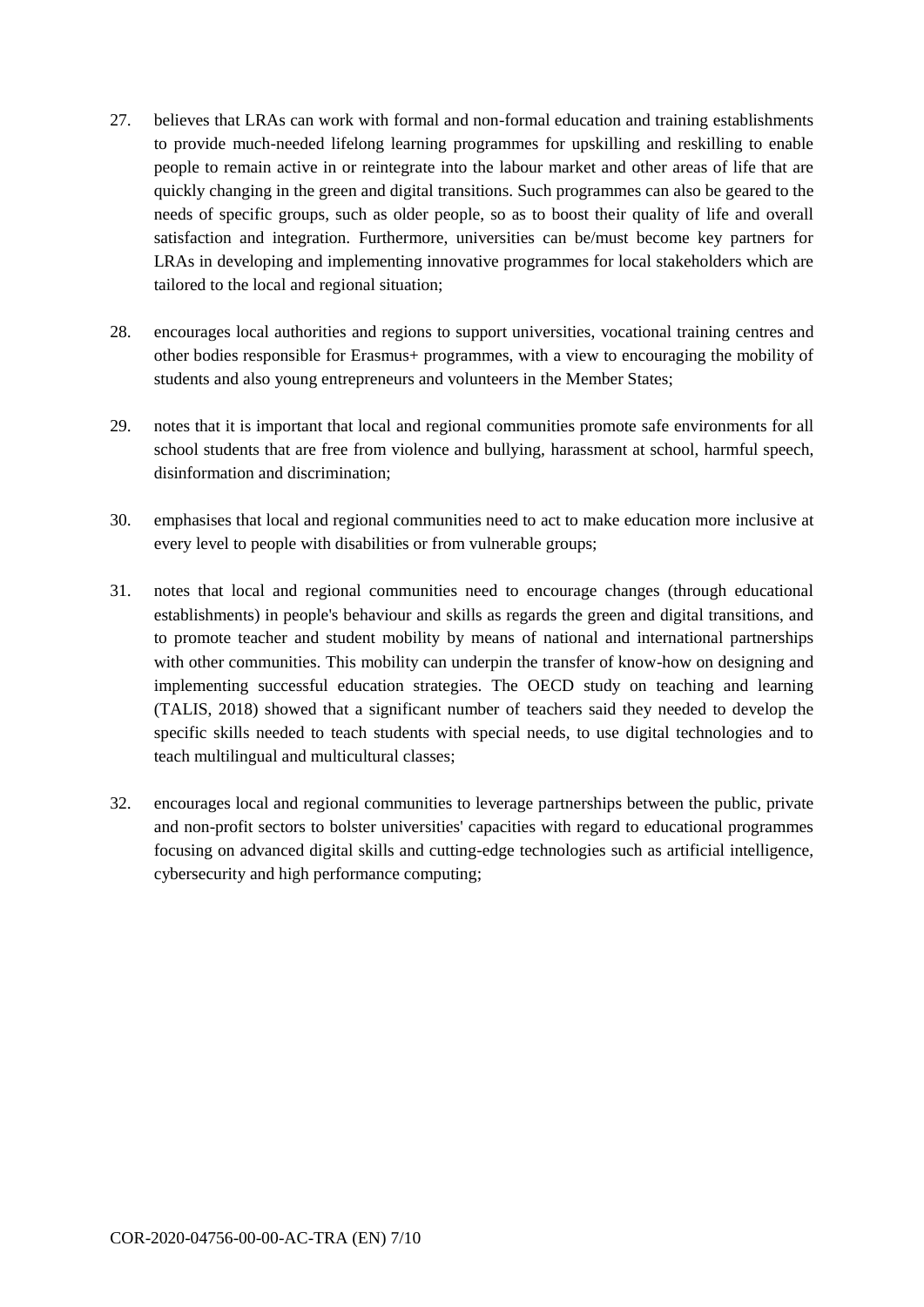27. believes that LRAs can work with formal and non-formal education and training establishments to provide much-needed lifelong learning programmes for upskilling and reskilling to enable people to remain active in or reintegrate into the labour market and other areas of life that are quickly changing in the green and digital transitions. Such programmes can also be geared to the needs of specific groups, such as older people, so as to boost their quality of life and overall satisfaction and integration. Furthermore, universities can be/must become key partners for LRAs in developing and implementing innovative programmes for local stakeholders which are tailored to the local and regional situation;

28. encourages local authorities and regions to support universities, vocational training centres and other bodies responsible for Erasmus+ programmes, with a view to encouraging the mobility of students and also young entrepreneurs and volunteers in the Member States;

29. notes that it is important that local and regional communities promote safe environments for all school students that are free from violence and bullying, harassment at school, harmful speech, disinformation and discrimination;

30. emphasises that local and regional communities need to act to make education more inclusive at every level to people with disabilities or from vulnerable groups;

31. notes that local and regional communities need to encourage changes (through educational establishments) in people's behaviour and skills as regards the green and digital transitions, and to promote teacher and student mobility by means of national and international partnerships with other communities. This mobility can underpin the transfer of know-how on designing and implementing successful education strategies. The OECD study on teaching and learning (TALIS, 2018) showed that a significant number of teachers said they needed to develop the specific skills needed to teach students with special needs, to use digital technologies and to teach multilingual and multicultural classes;

32. encourages local and regional communities to leverage partnerships between the public, private and non-profit sectors to bolster universities' capacities with regard to educational programmes focusing on advanced digital skills and cutting-edge technologies such as artificial intelligence, cybersecurity and high performance computing;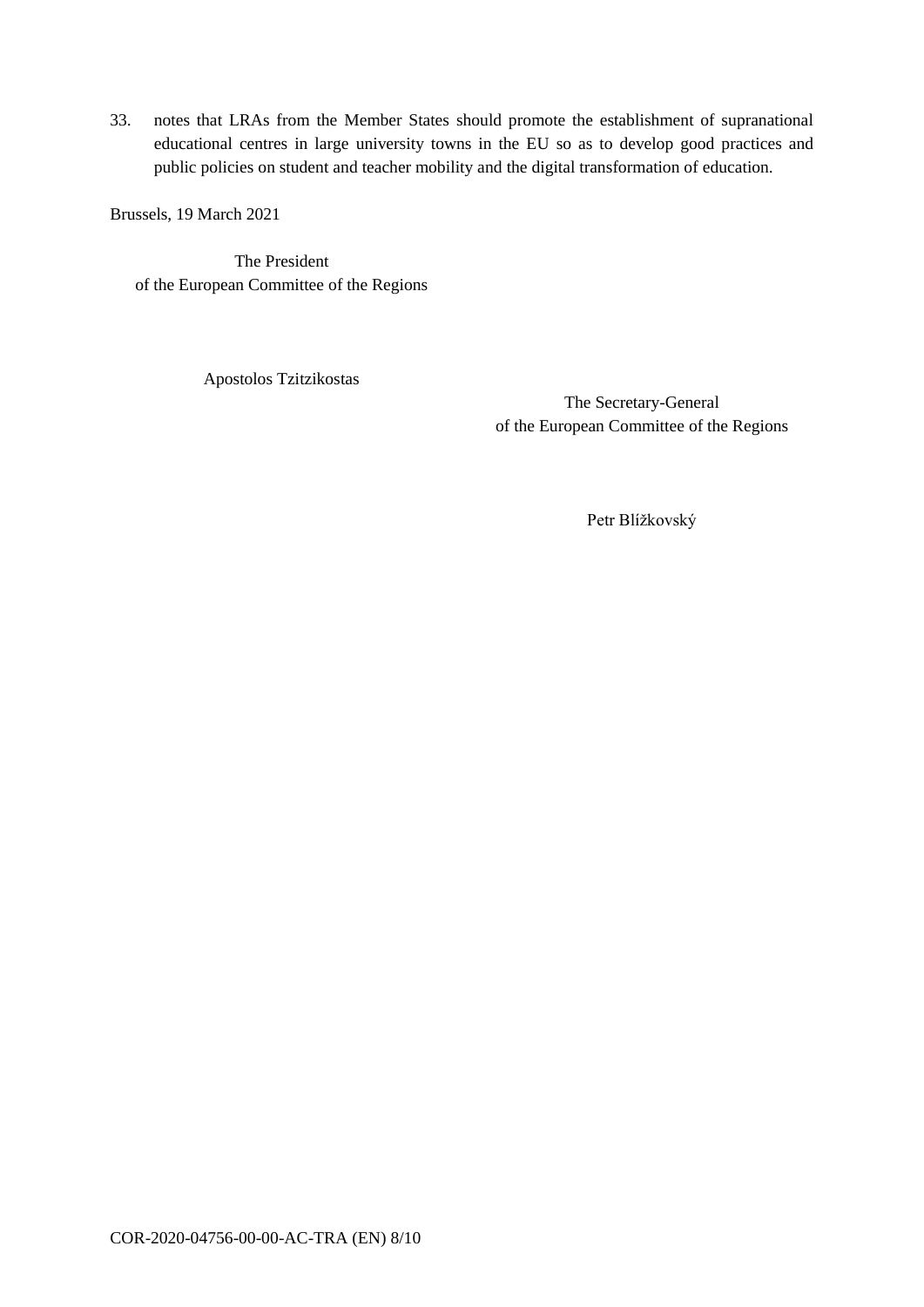33. notes that LRAs from the Member States should promote the establishment of supranational educational centres in large university towns in the EU so as to develop good practices and public policies on student and teacher mobility and the digital transformation of education.

Brussels, 19 March 2021

The President
of the European Committee of the Regions

Apostolos Tzitzikostas

The Secretary-General
of the European Committee of the Regions

Petr Blížkovský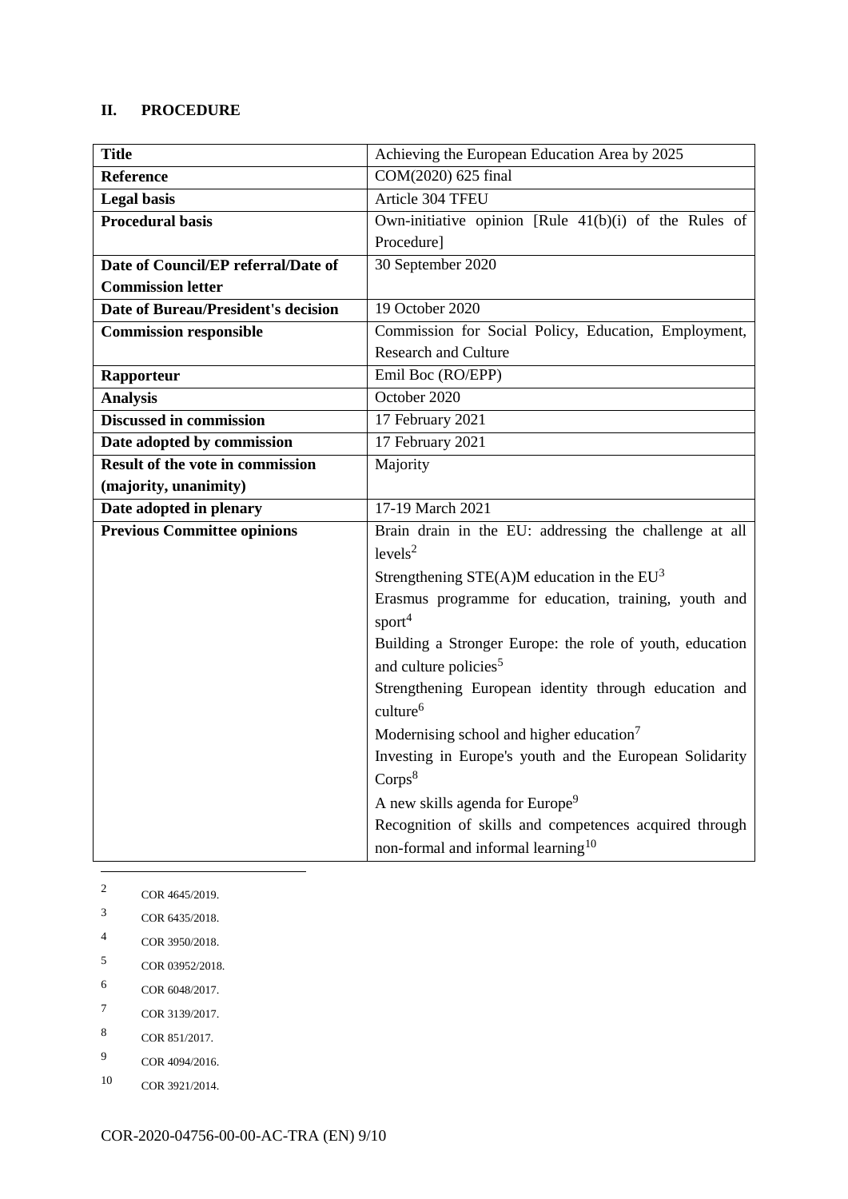## II. PROCEDURE

| Title | Achieving the European Education Area by 2025 |
|---|---|
| **Reference** | COM(2020) 625 final |
| **Legal basis** | Article 304 TFEU |
| **Procedural basis** | Own-initiative opinion [Rule 41(b)(i) of the Rules of Procedure] |
| **Date of Council/EP referral/Date of Commission letter** | 30 September 2020 |
| **Date of Bureau/President's decision** | 19 October 2020 |
| **Commission responsible** | Commission for Social Policy, Education, Employment, Research and Culture |
| **Rapporteur** | Emil Boc (RO/EPP) |
| **Analysis** | October 2020 |
| **Discussed in commission** | 17 February 2021 |
| **Date adopted by commission** | 17 February 2021 |
| **Result of the vote in commission (majority, unanimity)** | Majority |
| **Date adopted in plenary** | 17-19 March 2021 |
| **Previous Committee opinions** | Brain drain in the EU: addressing the challenge at all levels[2]<br>Strengthening STE(A)M education in the EU[3]<br>Erasmus programme for education, training, youth and sport[4]<br>Building a Stronger Europe: the role of youth, education and culture policies[5]<br>Strengthening European identity through education and culture[6]<br>Modernising school and higher education[7]<br>Investing in Europe's youth and the European Solidarity Corps[8]<br>A new skills agenda for Europe[9]<br>Recognition of skills and competences acquired through non-formal and informal learning[10] |

[2] COR 4645/2019.

[3] COR 6435/2018.

[4] COR 3950/2018.

[5] COR 03952/2018.

[6] COR 6048/2017.

[7] COR 3139/2017.

[8] COR 851/2017.

[9] COR 4094/2016.

[10] COR 3921/2014.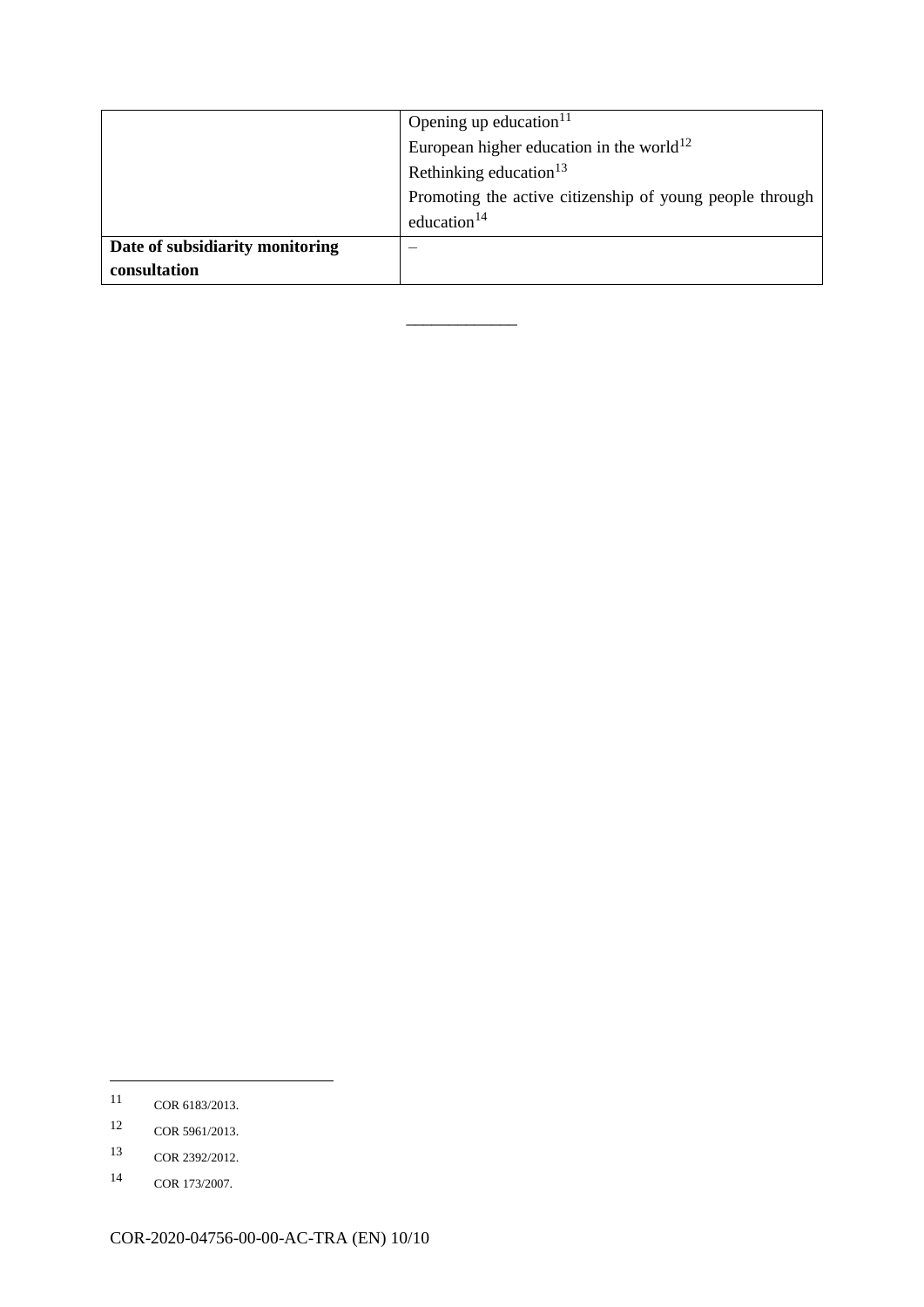| | |
|---|---|
| | Opening up education[11]<br>European higher education in the world[12]<br>Rethinking education[13]<br>Promoting the active citizenship of young people through education[14] |
| **Date of subsidiarity monitoring consultation** | – |

_____________

[11] COR 6183/2013.

[12] COR 5961/2013.

[13] COR 2392/2012.

[14] COR 173/2007.